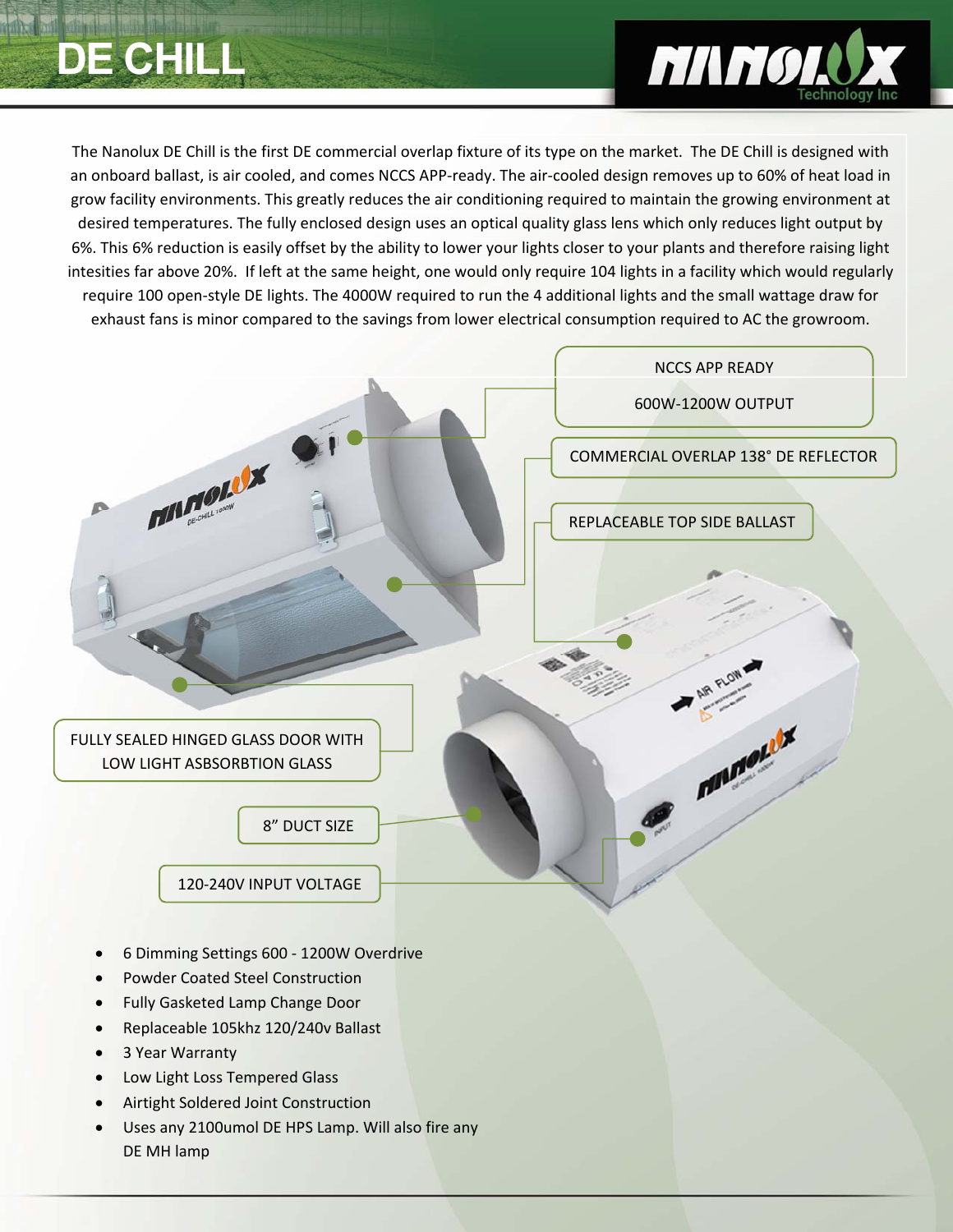# DE CHILL

The Nanolux DE Chill is the first DE commercial overlap fixture of its type on the market. The DE Chill is designed with an onboard ballast, is air cooled, and comes NCCS APP-ready. The air-cooled design removes up to 60% of heat load in grow facility environments. This greatly reduces the air conditioning required to maintain the growing environment at desired temperatures. The fully enclosed design uses an optical quality glass lens which only reduces light output by 6%. This 6% reduction is easily offset by the ability to lower your lights closer to your plants and therefore raising light intesities far above 20%. If left at the same height, one would only require 104 lights in a facility which would regularly require 100 open-style DE lights. The 4000W required to run the 4 additional lights and the small wattage draw for exhaust fans is minor compared to the savings from lower electrical consumption required to AC the growroom.

NCCS APP READY

600W-1200W OUTPUT

COMMERCIAL OVERLAP 138° DE REFLECTOR

REPLACEABLE TOP SIDE BALLAST

FULLY SEALED HINGED GLASS DOOR WITH LOW LIGHT ASBSORBTION GLASS

8" DUCT SIZE

120-240V INPUT VOLTAGE

- 6 Dimming Settings 600 - 1200W Overdrive
- Powder Coated Steel Construction
- Fully Gasketed Lamp Change Door
- Replaceable 105khz 120/240v Ballast
- 3 Year Warranty
- Low Light Loss Tempered Glass
- Airtight Soldered Joint Construction
- Uses any 2100umol DE HPS Lamp. Will also fire any DE MH lamp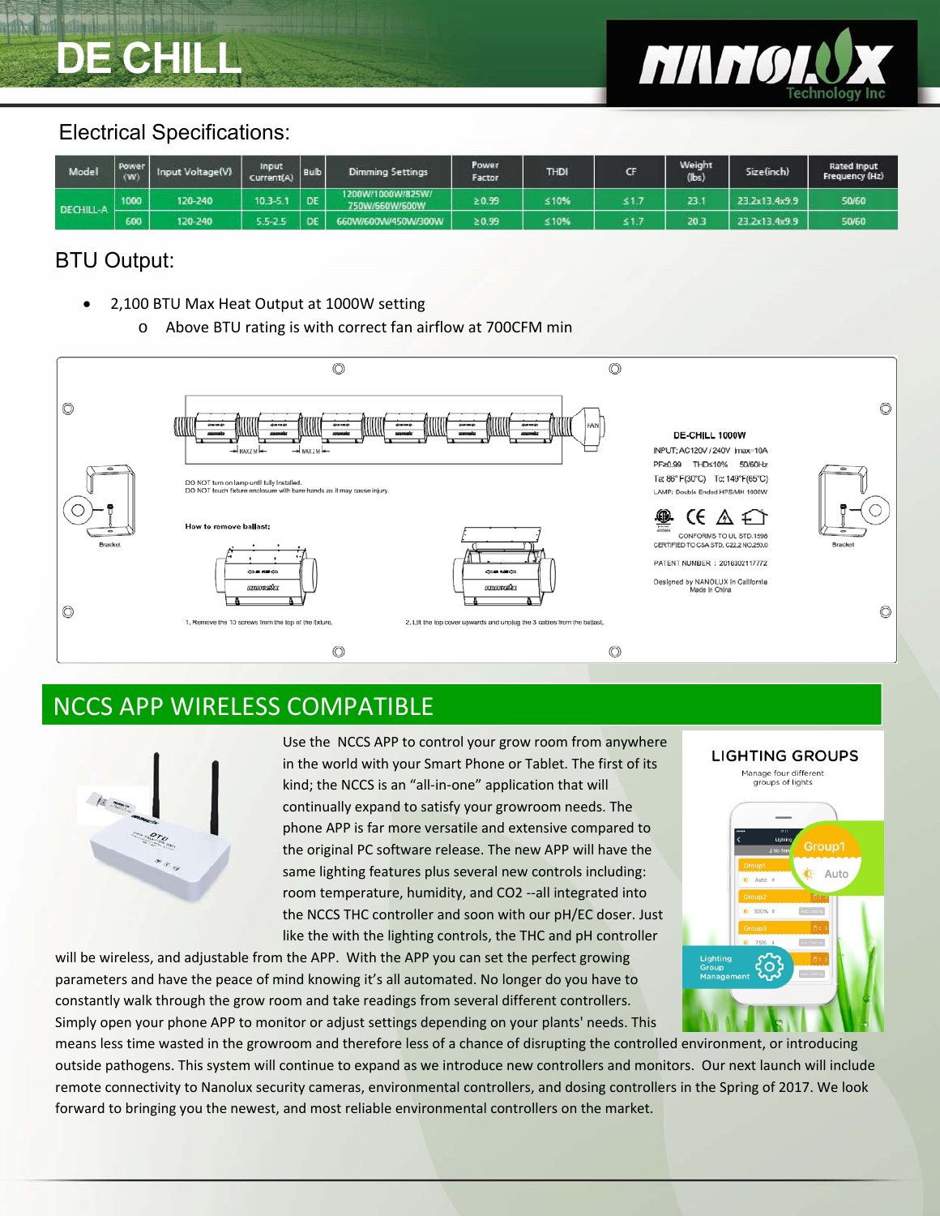# DE CHILL

## Electrical Specifications:

| Model | Power (W) | Input Voltage(V) | Input Current(A) | Bulb | Dimming Settings | Power Factor | THDI | CF | Weight (lbs) | Size(inch) | Rated Input Frequency (Hz) |
|---|---|---|---|---|---|---|---|---|---|---|---|
| DECHILL-A | 1000 | 120-240 | 10.3-5.1 | DE | 1200W/1000W/825W/750W/660W/600W | ≥0.99 | ≤10% | ≤1.7 | 23.1 | 23.2x13.4x9.9 | 50/60 |
| | 600 | 120-240 | 5.5-2.5 | DE | 660W/600W/450W/300W | ≥0.99 | ≤10% | ≤1.7 | 20.3 | 23.2x13.4x9.9 | 50/60 |

## BTU Output:

- 2,100 BTU Max Heat Output at 1000W setting
  - Above BTU rating is with correct fan airflow at 700CFM min

DE-CHILL 1000W
INPUT: AC120V / 240V Imax=10A
PF≥0.99 THD≤10% 50/60Hz
Ta: 86°F(30°C) Tc: 149°F(65°C)
LAMP: Double Ended HPS/MH 1000W

CONFORMS TO UL STD.1598
CERTIFIED TO CSA STD. C22.2 NO.250.0

PATENT NUMBER：201630211772

Designed by NANOLUX In California
Made In China

DO NOT turn on lamp until fully installed.
DO NOT touch fixture enclosure with bare hands as it may cause injury.

How to remove ballast:

1. Remove the 10 screws from the top of the fixture.

2. Lift the top cover upwards and unplug the 3 cables from the ballast.

Bracket

FAN

MAX 2 M

MAX 1 M

## NCCS APP WIRELESS COMPATIBLE

Use the NCCS APP to control your grow room from anywhere in the world with your Smart Phone or Tablet. The first of its kind; the NCCS is an "all-in-one" application that will continually expand to satisfy your growroom needs. The phone APP is far more versatile and extensive compared to the original PC software release. The new APP will have the same lighting features plus several new controls including: room temperature, humidity, and CO2 --all integrated into the NCCS THC controller and soon with our pH/EC doser. Just like the with the lighting controls, the THC and pH controller will be wireless, and adjustable from the APP. With the APP you can set the perfect growing parameters and have the peace of mind knowing it's all automated. No longer do you have to constantly walk through the grow room and take readings from several different controllers. Simply open your phone APP to monitor or adjust settings depending on your plants' needs. This means less time wasted in the growroom and therefore less of a chance of disrupting the controlled environment, or introducing outside pathogens. This system will continue to expand as we introduce new controllers and monitors. Our next launch will include remote connectivity to Nanolux security cameras, environmental controllers, and dosing controllers in the Spring of 2017. We look forward to bringing you the newest, and most reliable environmental controllers on the market.

LIGHTING GROUPS
Manage four different groups of lights

Group1
Auto

Lighting Group Management